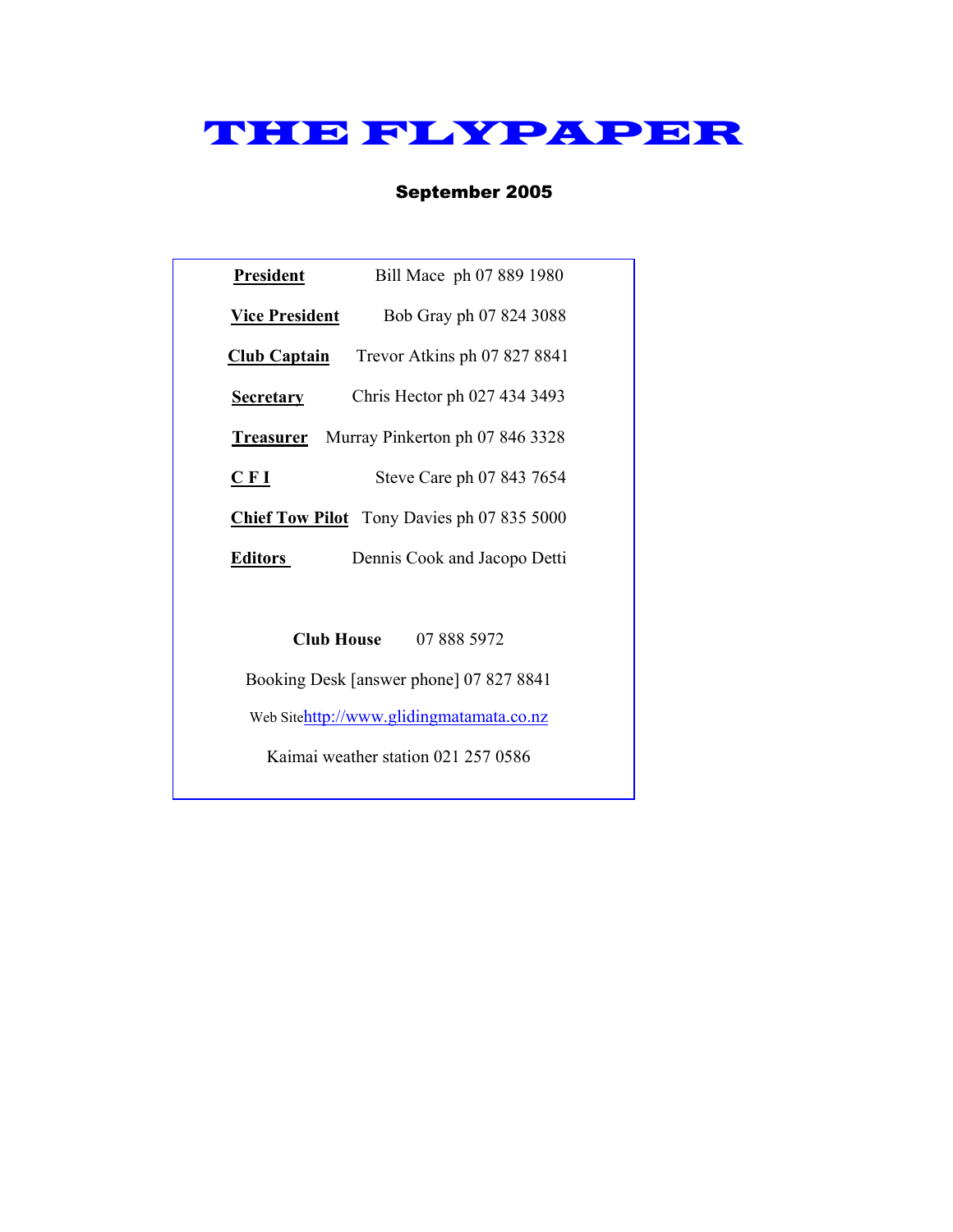# THE FLYPAPER

**September 2005**

| | |
|---|---|
| **President** | Bill Mace ph 07 889 1980 |
| **Vice President** | Bob Gray ph 07 824 3088 |
| **Club Captain** | Trevor Atkins ph 07 827 8841 |
| **Secretary** | Chris Hector ph 027 434 3493 |
| **Treasurer** | Murray Pinkerton ph 07 846 3328 |
| **C F I** | Steve Care ph 07 843 7654 |
| **Chief Tow Pilot** | Tony Davies ph 07 835 5000 |
| **Editors** | Dennis Cook and Jacopo Detti |

**Club House** 07 888 5972

Booking Desk [answer phone] 07 827 8841

Web Site http://www.glidingmatamata.co.nz

Kaimai weather station 021 257 0586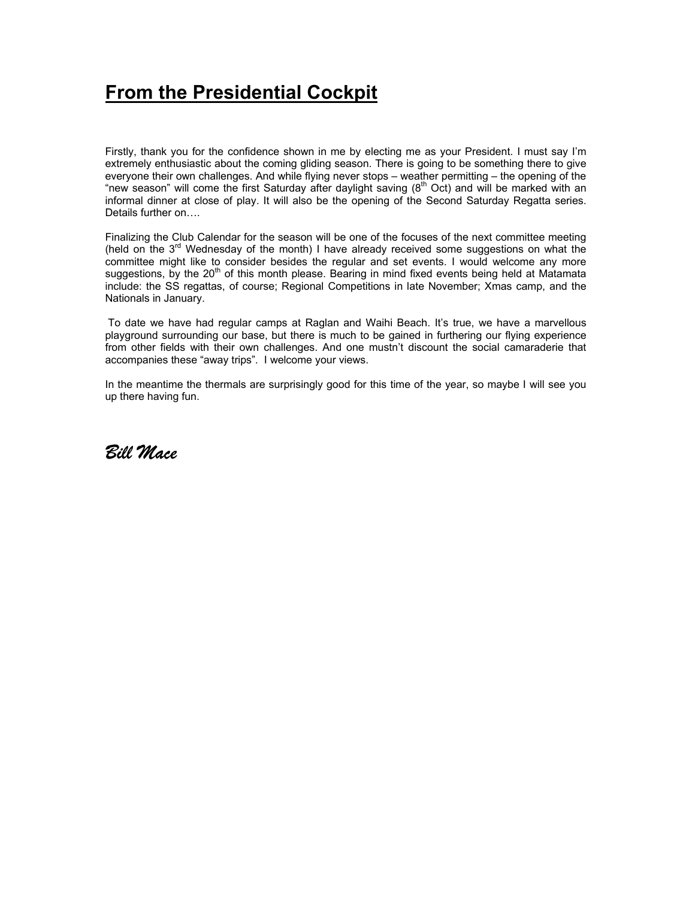# From the Presidential Cockpit

Firstly, thank you for the confidence shown in me by electing me as your President. I must say I'm extremely enthusiastic about the coming gliding season. There is going to be something there to give everyone their own challenges. And while flying never stops – weather permitting – the opening of the "new season" will come the first Saturday after daylight saving (8th Oct) and will be marked with an informal dinner at close of play. It will also be the opening of the Second Saturday Regatta series. Details further on….

Finalizing the Club Calendar for the season will be one of the focuses of the next committee meeting (held on the 3rd Wednesday of the month) I have already received some suggestions on what the committee might like to consider besides the regular and set events. I would welcome any more suggestions, by the 20th of this month please. Bearing in mind fixed events being held at Matamata include: the SS regattas, of course; Regional Competitions in late November; Xmas camp, and the Nationals in January.

To date we have had regular camps at Raglan and Waihi Beach. It's true, we have a marvellous playground surrounding our base, but there is much to be gained in furthering our flying experience from other fields with their own challenges. And one mustn't discount the social camaraderie that accompanies these "away trips". I welcome your views.

In the meantime the thermals are surprisingly good for this time of the year, so maybe I will see you up there having fun.

*Bill Mace*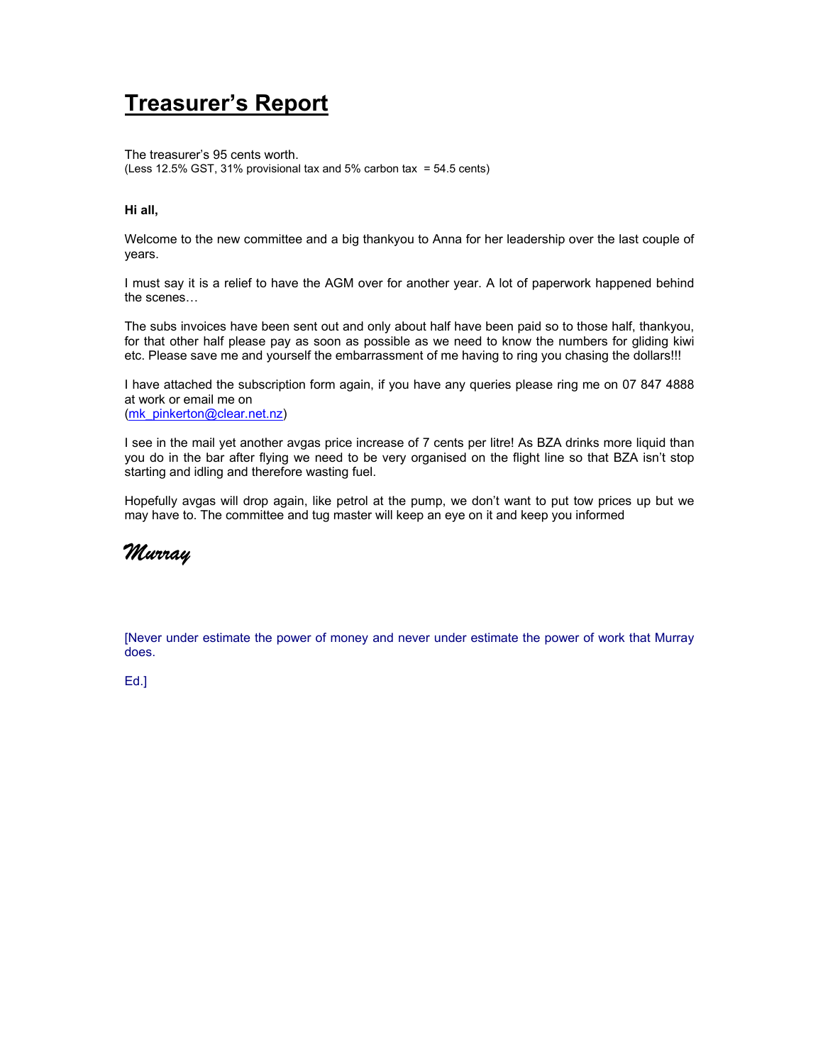# Treasurer's Report

The treasurer's 95 cents worth.
(Less 12.5% GST, 31% provisional tax and 5% carbon tax = 54.5 cents)

**Hi all,**

Welcome to the new committee and a big thankyou to Anna for her leadership over the last couple of years.

I must say it is a relief to have the AGM over for another year. A lot of paperwork happened behind the scenes…

The subs invoices have been sent out and only about half have been paid so to those half, thankyou, for that other half please pay as soon as possible as we need to know the numbers for gliding kiwi etc. Please save me and yourself the embarrassment of me having to ring you chasing the dollars!!!

I have attached the subscription form again, if you have any queries please ring me on 07 847 4888 at work or email me on (mk_pinkerton@clear.net.nz)

I see in the mail yet another avgas price increase of 7 cents per litre! As BZA drinks more liquid than you do in the bar after flying we need to be very organised on the flight line so that BZA isn't stop starting and idling and therefore wasting fuel.

Hopefully avgas will drop again, like petrol at the pump, we don't want to put tow prices up but we may have to. The committee and tug master will keep an eye on it and keep you informed

*Murray*

[Never under estimate the power of money and never under estimate the power of work that Murray does.

Ed.]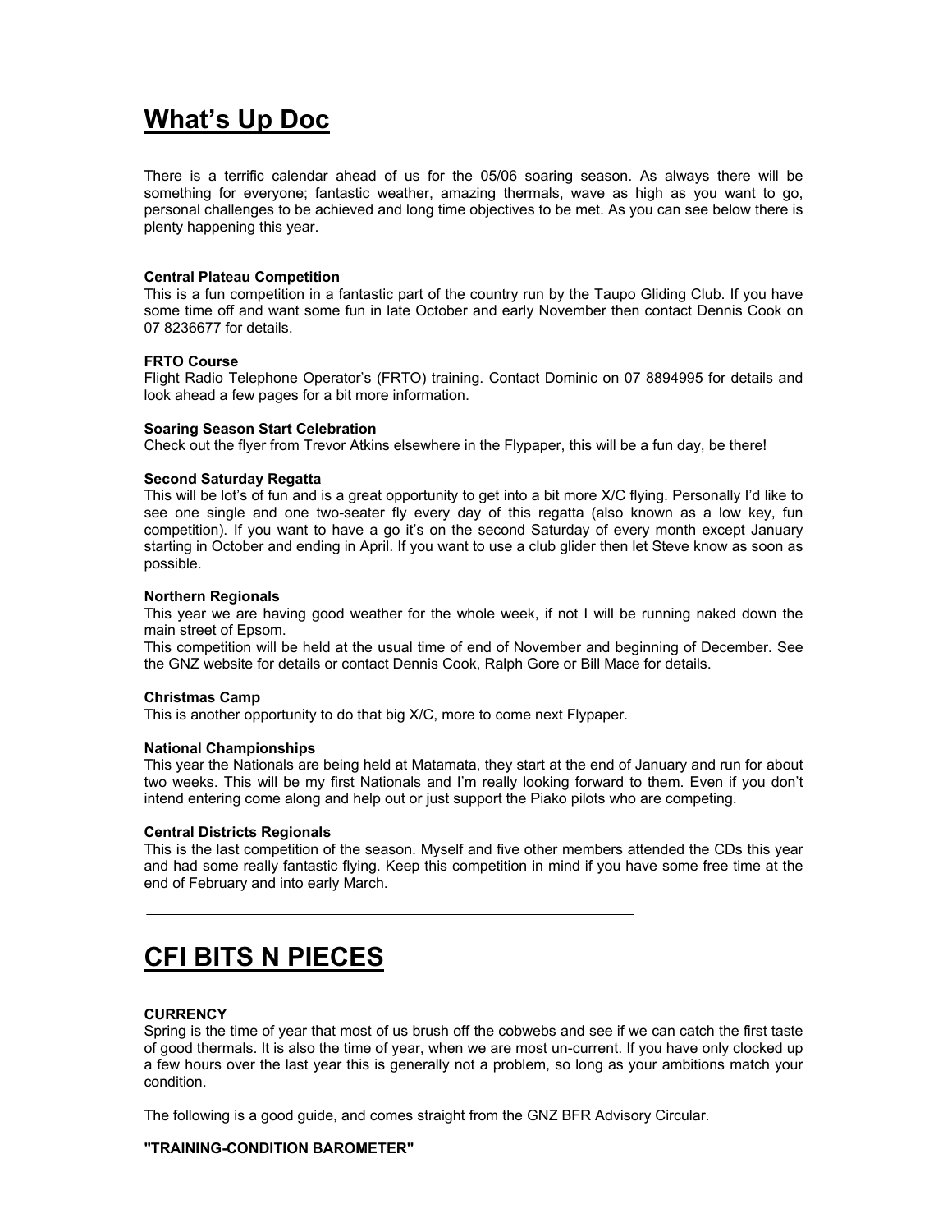# What's Up Doc

There is a terrific calendar ahead of us for the 05/06 soaring season. As always there will be something for everyone; fantastic weather, amazing thermals, wave as high as you want to go, personal challenges to be achieved and long time objectives to be met. As you can see below there is plenty happening this year.

**Central Plateau Competition**
This is a fun competition in a fantastic part of the country run by the Taupo Gliding Club. If you have some time off and want some fun in late October and early November then contact Dennis Cook on 07 8236677 for details.

**FRTO Course**
Flight Radio Telephone Operator's (FRTO) training. Contact Dominic on 07 8894995 for details and look ahead a few pages for a bit more information.

**Soaring Season Start Celebration**
Check out the flyer from Trevor Atkins elsewhere in the Flypaper, this will be a fun day, be there!

**Second Saturday Regatta**
This will be lot's of fun and is a great opportunity to get into a bit more X/C flying. Personally I'd like to see one single and one two-seater fly every day of this regatta (also known as a low key, fun competition). If you want to have a go it's on the second Saturday of every month except January starting in October and ending in April. If you want to use a club glider then let Steve know as soon as possible.

**Northern Regionals**
This year we are having good weather for the whole week, if not I will be running naked down the main street of Epsom.
This competition will be held at the usual time of end of November and beginning of December. See the GNZ website for details or contact Dennis Cook, Ralph Gore or Bill Mace for details.

**Christmas Camp**
This is another opportunity to do that big X/C, more to come next Flypaper.

**National Championships**
This year the Nationals are being held at Matamata, they start at the end of January and run for about two weeks. This will be my first Nationals and I'm really looking forward to them. Even if you don't intend entering come along and help out or just support the Piako pilots who are competing.

**Central Districts Regionals**
This is the last competition of the season. Myself and five other members attended the CDs this year and had some really fantastic flying. Keep this competition in mind if you have some free time at the end of February and into early March.

---

# CFI BITS N PIECES

**CURRENCY**
Spring is the time of year that most of us brush off the cobwebs and see if we can catch the first taste of good thermals. It is also the time of year, when we are most un-current. If you have only clocked up a few hours over the last year this is generally not a problem, so long as your ambitions match your condition.

The following is a good guide, and comes straight from the GNZ BFR Advisory Circular.

**"TRAINING-CONDITION BAROMETER"**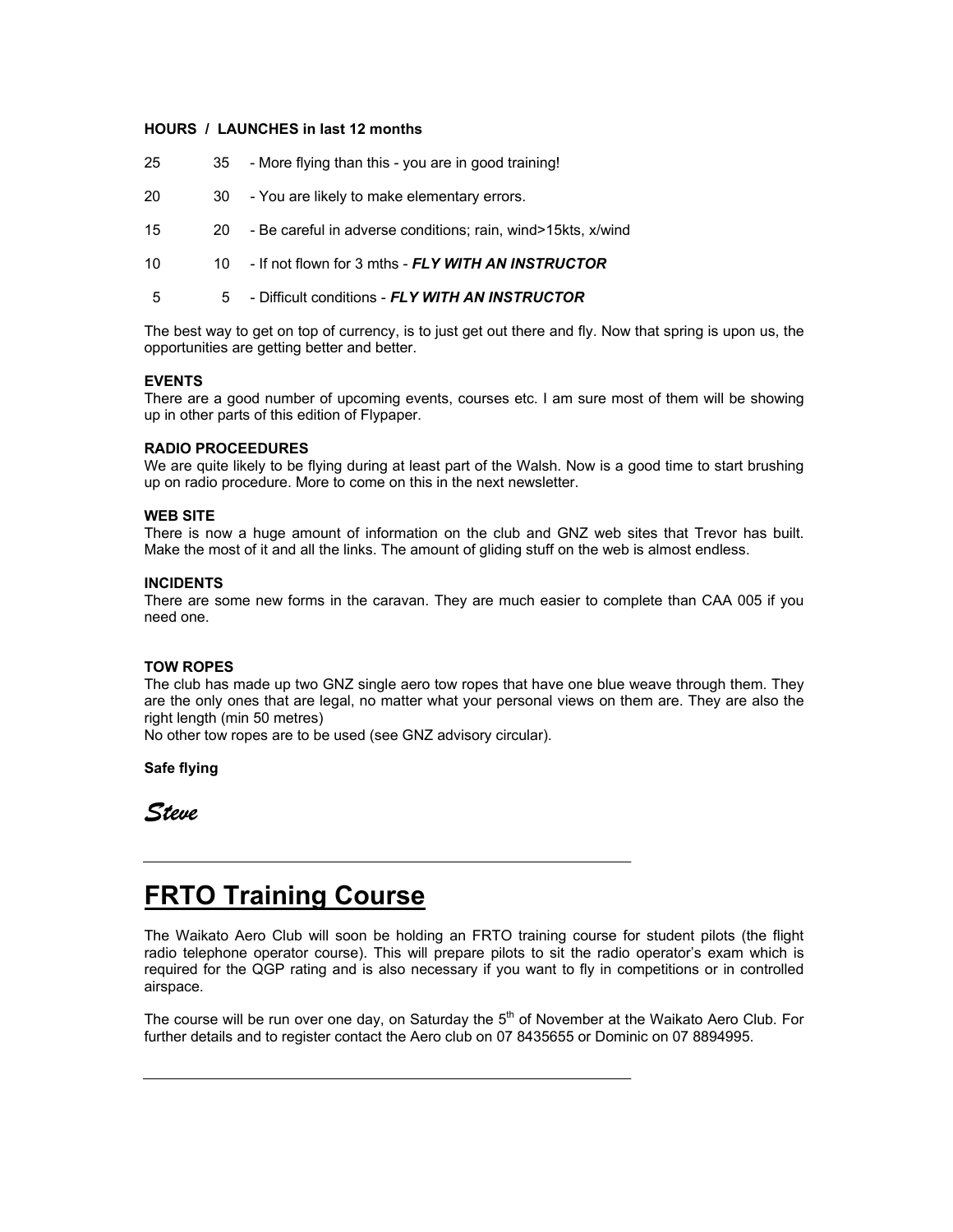**HOURS / LAUNCHES in last 12 months**

| Hours | Launches | |
|---|---|---|
| 25 | 35 | - More flying than this - you are in good training! |
| 20 | 30 | - You are likely to make elementary errors. |
| 15 | 20 | - Be careful in adverse conditions; rain, wind>15kts, x/wind |
| 10 | 10 | - If not flown for 3 mths - ***FLY WITH AN INSTRUCTOR*** |
| 5 | 5 | - Difficult conditions - ***FLY WITH AN INSTRUCTOR*** |

The best way to get on top of currency, is to just get out there and fly. Now that spring is upon us, the opportunities are getting better and better.

**EVENTS**

There are a good number of upcoming events, courses etc. I am sure most of them will be showing up in other parts of this edition of Flypaper.

**RADIO PROCEEDURES**

We are quite likely to be flying during at least part of the Walsh. Now is a good time to start brushing up on radio procedure. More to come on this in the next newsletter.

**WEB SITE**

There is now a huge amount of information on the club and GNZ web sites that Trevor has built. Make the most of it and all the links. The amount of gliding stuff on the web is almost endless.

**INCIDENTS**

There are some new forms in the caravan. They are much easier to complete than CAA 005 if you need one.

**TOW ROPES**

The club has made up two GNZ single aero tow ropes that have one blue weave through them. They are the only ones that are legal, no matter what your personal views on them are. They are also the right length (min 50 metres)

No other tow ropes are to be used (see GNZ advisory circular).

**Safe flying**

***Steve***

---

# FRTO Training Course

The Waikato Aero Club will soon be holding an FRTO training course for student pilots (the flight radio telephone operator course). This will prepare pilots to sit the radio operator's exam which is required for the QGP rating and is also necessary if you want to fly in competitions or in controlled airspace.

The course will be run over one day, on Saturday the 5th of November at the Waikato Aero Club. For further details and to register contact the Aero club on 07 8435655 or Dominic on 07 8894995.

---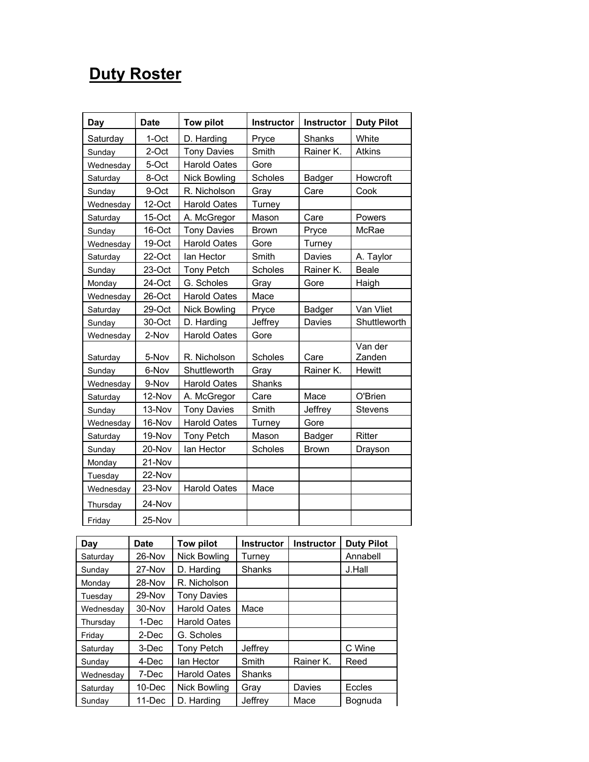# Duty Roster

| Day | Date | Tow pilot | Instructor | Instructor | Duty Pilot |
|---|---|---|---|---|---|
| Saturday | 1-Oct | D. Harding | Pryce | Shanks | White |
| Sunday | 2-Oct | Tony Davies | Smith | Rainer K. | Atkins |
| Wednesday | 5-Oct | Harold Oates | Gore | | |
| Saturday | 8-Oct | Nick Bowling | Scholes | Badger | Howcroft |
| Sunday | 9-Oct | R. Nicholson | Gray | Care | Cook |
| Wednesday | 12-Oct | Harold Oates | Turney | | |
| Saturday | 15-Oct | A. McGregor | Mason | Care | Powers |
| Sunday | 16-Oct | Tony Davies | Brown | Pryce | McRae |
| Wednesday | 19-Oct | Harold Oates | Gore | Turney | |
| Saturday | 22-Oct | Ian Hector | Smith | Davies | A. Taylor |
| Sunday | 23-Oct | Tony Petch | Scholes | Rainer K. | Beale |
| Monday | 24-Oct | G. Scholes | Gray | Gore | Haigh |
| Wednesday | 26-Oct | Harold Oates | Mace | | |
| Saturday | 29-Oct | Nick Bowling | Pryce | Badger | Van Vliet |
| Sunday | 30-Oct | D. Harding | Jeffrey | Davies | Shuttleworth |
| Wednesday | 2-Nov | Harold Oates | Gore | | |
| Saturday | 5-Nov | R. Nicholson | Scholes | Care | Van der Zanden |
| Sunday | 6-Nov | Shuttleworth | Gray | Rainer K. | Hewitt |
| Wednesday | 9-Nov | Harold Oates | Shanks | | |
| Saturday | 12-Nov | A. McGregor | Care | Mace | O'Brien |
| Sunday | 13-Nov | Tony Davies | Smith | Jeffrey | Stevens |
| Wednesday | 16-Nov | Harold Oates | Turney | Gore | |
| Saturday | 19-Nov | Tony Petch | Mason | Badger | Ritter |
| Sunday | 20-Nov | Ian Hector | Scholes | Brown | Drayson |
| Monday | 21-Nov | | | | |
| Tuesday | 22-Nov | | | | |
| Wednesday | 23-Nov | Harold Oates | Mace | | |
| Thursday | 24-Nov | | | | |
| Friday | 25-Nov | | | | |

| Day | Date | Tow pilot | Instructor | Instructor | Duty Pilot |
|---|---|---|---|---|---|
| Saturday | 26-Nov | Nick Bowling | Turney | | Annabell |
| Sunday | 27-Nov | D. Harding | Shanks | | J.Hall |
| Monday | 28-Nov | R. Nicholson | | | |
| Tuesday | 29-Nov | Tony Davies | | | |
| Wednesday | 30-Nov | Harold Oates | Mace | | |
| Thursday | 1-Dec | Harold Oates | | | |
| Friday | 2-Dec | G. Scholes | | | |
| Saturday | 3-Dec | Tony Petch | Jeffrey | | C Wine |
| Sunday | 4-Dec | Ian Hector | Smith | Rainer K. | Reed |
| Wednesday | 7-Dec | Harold Oates | Shanks | | |
| Saturday | 10-Dec | Nick Bowling | Gray | Davies | Eccles |
| Sunday | 11-Dec | D. Harding | Jeffrey | Mace | Bognuda |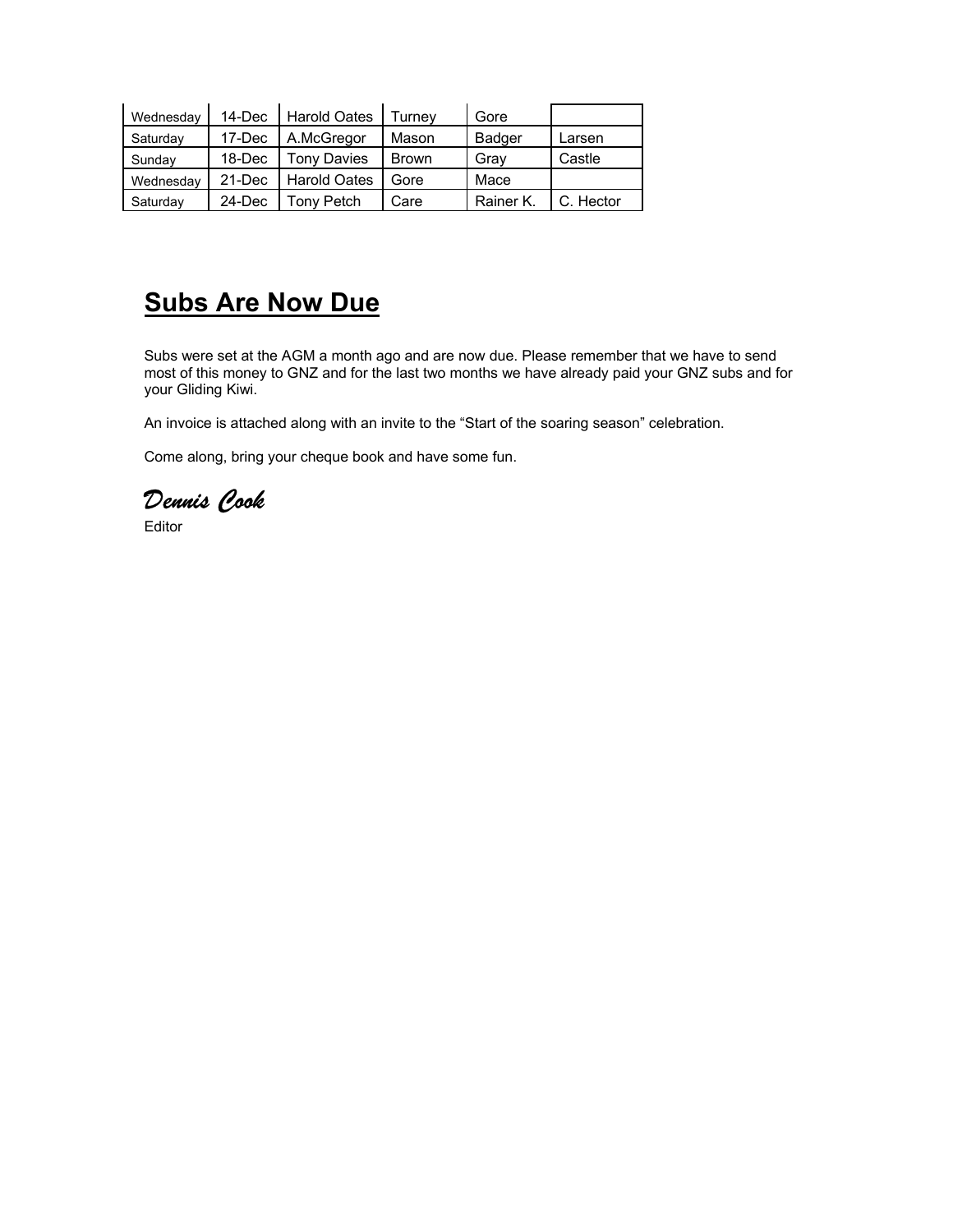| | | | | | |
|---|---|---|---|---|---|
| Wednesday | 14-Dec | Harold Oates | Turney | Gore | |
| Saturday | 17-Dec | A.McGregor | Mason | Badger | Larsen |
| Sunday | 18-Dec | Tony Davies | Brown | Gray | Castle |
| Wednesday | 21-Dec | Harold Oates | Gore | Mace | |
| Saturday | 24-Dec | Tony Petch | Care | Rainer K. | C. Hector |

## Subs Are Now Due

Subs were set at the AGM a month ago and are now due. Please remember that we have to send most of this money to GNZ and for the last two months we have already paid your GNZ subs and for your Gliding Kiwi.

An invoice is attached along with an invite to the “Start of the soaring season” celebration.

Come along, bring your cheque book and have some fun.

*Dennis Cook*
Editor